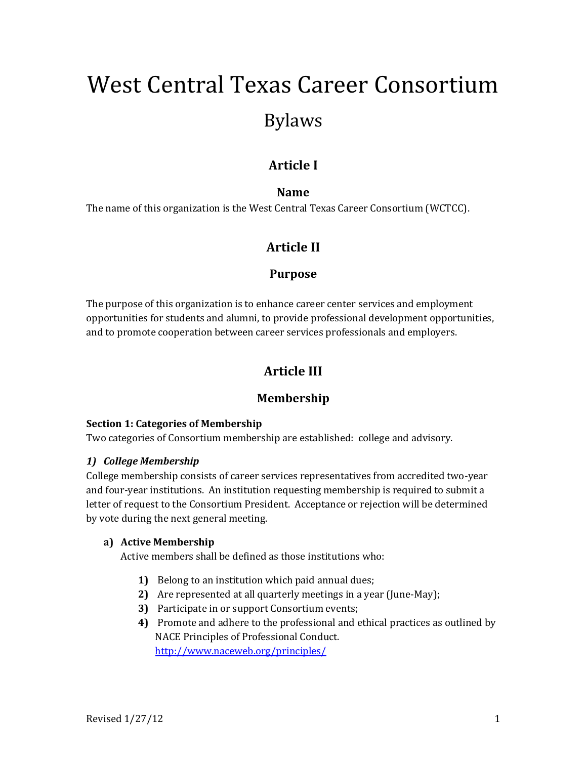# West Central Texas Career Consortium

## Bylaws

### Article I

#### Name

The name of this organization is the West Central Texas Career Consortium (WCTCC).

### Article II

#### Purpose

The purpose of this organization is to enhance career center services and employment opportunities for students and alumni, to provide professional development opportunities, and to promote cooperation between career services professionals and employers.

### Article III

#### Membership

**Section 1: Categories of Membership**

Two categories of Consortium membership are established: college and advisory.

***1) College Membership***

College membership consists of career services representatives from accredited two-year and four-year institutions. An institution requesting membership is required to submit a letter of request to the Consortium President. Acceptance or rejection will be determined by vote during the next general meeting.

**a) Active Membership**

Active members shall be defined as those institutions who:

1) Belong to an institution which paid annual dues;
2) Are represented at all quarterly meetings in a year (June-May);
3) Participate in or support Consortium events;
4) Promote and adhere to the professional and ethical practices as outlined by NACE Principles of Professional Conduct. http://www.naceweb.org/principles/

Revised 1/27/12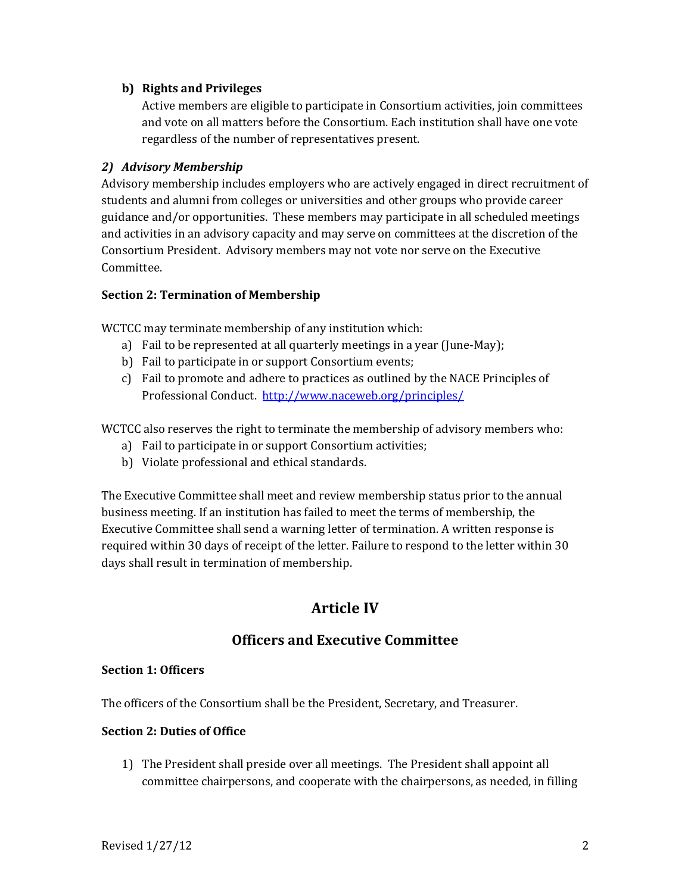**b) Rights and Privileges**

Active members are eligible to participate in Consortium activities, join committees and vote on all matters before the Consortium. Each institution shall have one vote regardless of the number of representatives present.

***2) Advisory Membership***

Advisory membership includes employers who are actively engaged in direct recruitment of students and alumni from colleges or universities and other groups who provide career guidance and/or opportunities. These members may participate in all scheduled meetings and activities in an advisory capacity and may serve on committees at the discretion of the Consortium President. Advisory members may not vote nor serve on the Executive Committee.

**Section 2: Termination of Membership**

WCTCC may terminate membership of any institution which:

a) Fail to be represented at all quarterly meetings in a year (June-May);
b) Fail to participate in or support Consortium events;
c) Fail to promote and adhere to practices as outlined by the NACE Principles of Professional Conduct. http://www.naceweb.org/principles/

WCTCC also reserves the right to terminate the membership of advisory members who:

a) Fail to participate in or support Consortium activities;
b) Violate professional and ethical standards.

The Executive Committee shall meet and review membership status prior to the annual business meeting. If an institution has failed to meet the terms of membership, the Executive Committee shall send a warning letter of termination. A written response is required within 30 days of receipt of the letter. Failure to respond to the letter within 30 days shall result in termination of membership.

## Article IV

### Officers and Executive Committee

**Section 1: Officers**

The officers of the Consortium shall be the President, Secretary, and Treasurer.

**Section 2: Duties of Office**

1) The President shall preside over all meetings. The President shall appoint all committee chairpersons, and cooperate with the chairpersons, as needed, in filling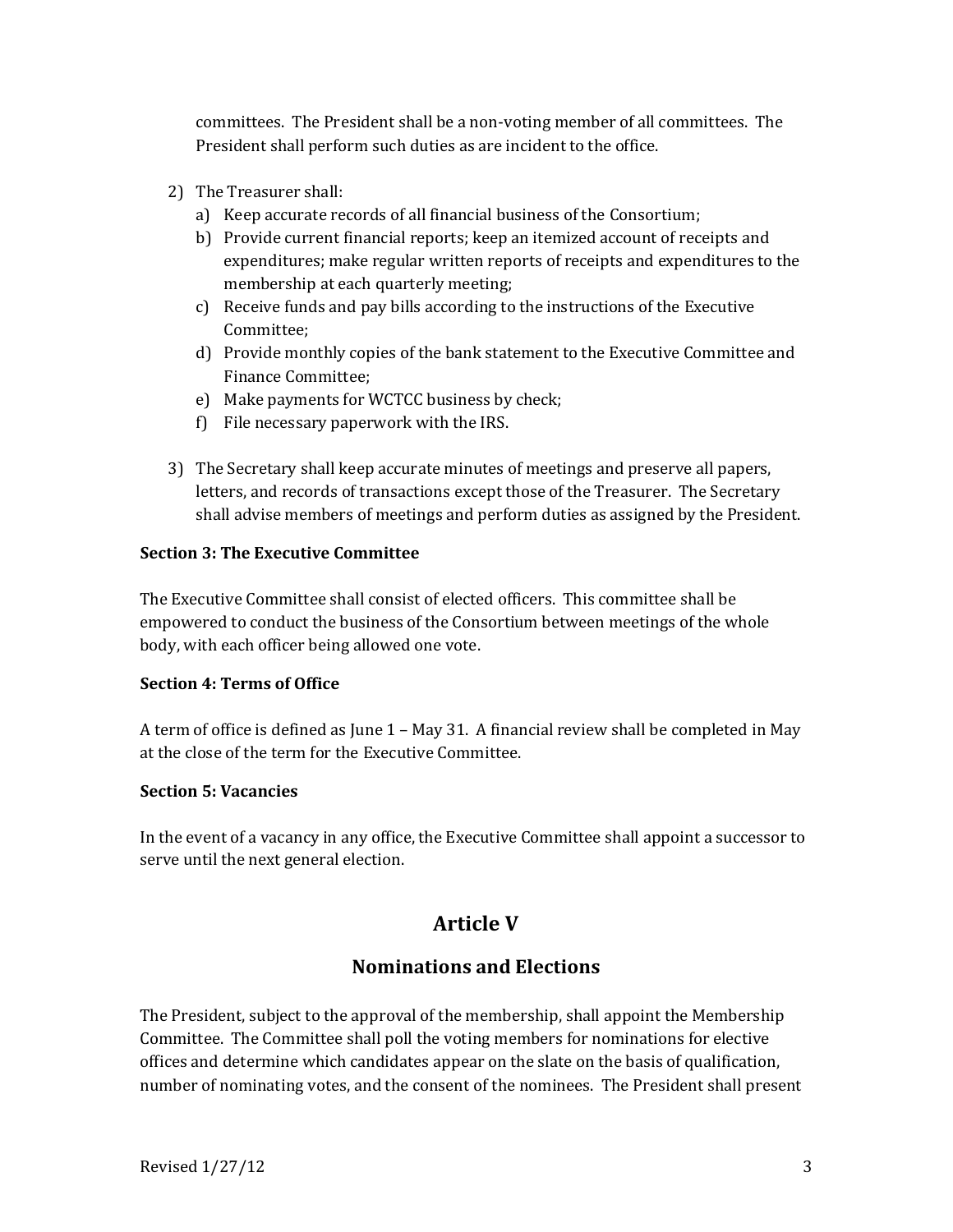committees. The President shall be a non-voting member of all committees. The President shall perform such duties as are incident to the office.

2) The Treasurer shall:
   a) Keep accurate records of all financial business of the Consortium;
   b) Provide current financial reports; keep an itemized account of receipts and expenditures; make regular written reports of receipts and expenditures to the membership at each quarterly meeting;
   c) Receive funds and pay bills according to the instructions of the Executive Committee;
   d) Provide monthly copies of the bank statement to the Executive Committee and Finance Committee;
   e) Make payments for WCTCC business by check;
   f) File necessary paperwork with the IRS.

3) The Secretary shall keep accurate minutes of meetings and preserve all papers, letters, and records of transactions except those of the Treasurer. The Secretary shall advise members of meetings and perform duties as assigned by the President.

**Section 3: The Executive Committee**

The Executive Committee shall consist of elected officers. This committee shall be empowered to conduct the business of the Consortium between meetings of the whole body, with each officer being allowed one vote.

**Section 4: Terms of Office**

A term of office is defined as June 1 – May 31. A financial review shall be completed in May at the close of the term for the Executive Committee.

**Section 5: Vacancies**

In the event of a vacancy in any office, the Executive Committee shall appoint a successor to serve until the next general election.

## Article V

## Nominations and Elections

The President, subject to the approval of the membership, shall appoint the Membership Committee. The Committee shall poll the voting members for nominations for elective offices and determine which candidates appear on the slate on the basis of qualification, number of nominating votes, and the consent of the nominees. The President shall present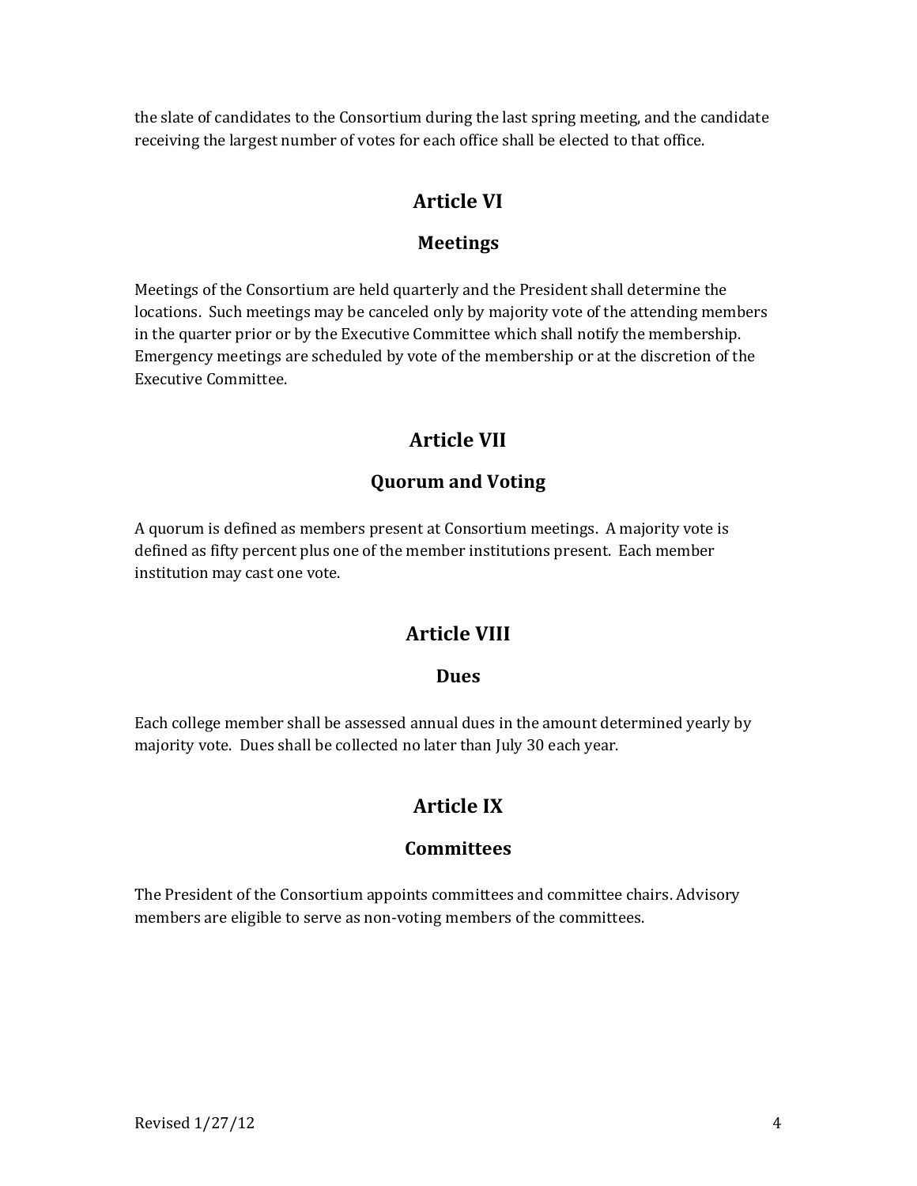the slate of candidates to the Consortium during the last spring meeting, and the candidate receiving the largest number of votes for each office shall be elected to that office.

## Article VI

### Meetings

Meetings of the Consortium are held quarterly and the President shall determine the locations. Such meetings may be canceled only by majority vote of the attending members in the quarter prior or by the Executive Committee which shall notify the membership. Emergency meetings are scheduled by vote of the membership or at the discretion of the Executive Committee.

## Article VII

### Quorum and Voting

A quorum is defined as members present at Consortium meetings. A majority vote is defined as fifty percent plus one of the member institutions present. Each member institution may cast one vote.

## Article VIII

### Dues

Each college member shall be assessed annual dues in the amount determined yearly by majority vote. Dues shall be collected no later than July 30 each year.

## Article IX

### Committees

The President of the Consortium appoints committees and committee chairs. Advisory members are eligible to serve as non-voting members of the committees.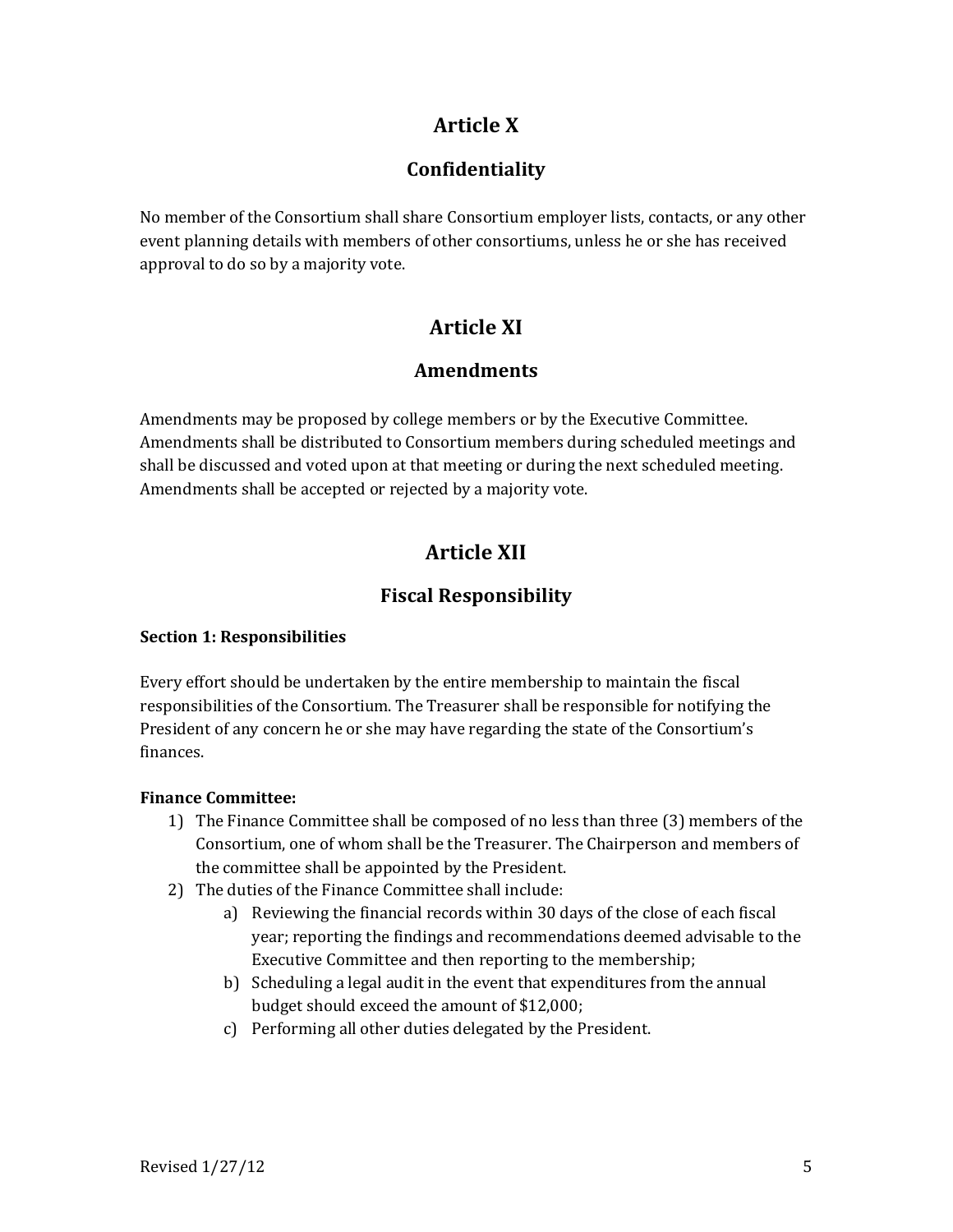## Article X

### Confidentiality

No member of the Consortium shall share Consortium employer lists, contacts, or any other event planning details with members of other consortiums, unless he or she has received approval to do so by a majority vote.

## Article XI

### Amendments

Amendments may be proposed by college members or by the Executive Committee. Amendments shall be distributed to Consortium members during scheduled meetings and shall be discussed and voted upon at that meeting or during the next scheduled meeting. Amendments shall be accepted or rejected by a majority vote.

## Article XII

### Fiscal Responsibility

**Section 1: Responsibilities**

Every effort should be undertaken by the entire membership to maintain the fiscal responsibilities of the Consortium. The Treasurer shall be responsible for notifying the President of any concern he or she may have regarding the state of the Consortium's finances.

**Finance Committee:**

1) The Finance Committee shall be composed of no less than three (3) members of the Consortium, one of whom shall be the Treasurer. The Chairperson and members of the committee shall be appointed by the President.
2) The duties of the Finance Committee shall include:
    a) Reviewing the financial records within 30 days of the close of each fiscal year; reporting the findings and recommendations deemed advisable to the Executive Committee and then reporting to the membership;
    b) Scheduling a legal audit in the event that expenditures from the annual budget should exceed the amount of $12,000;
    c) Performing all other duties delegated by the President.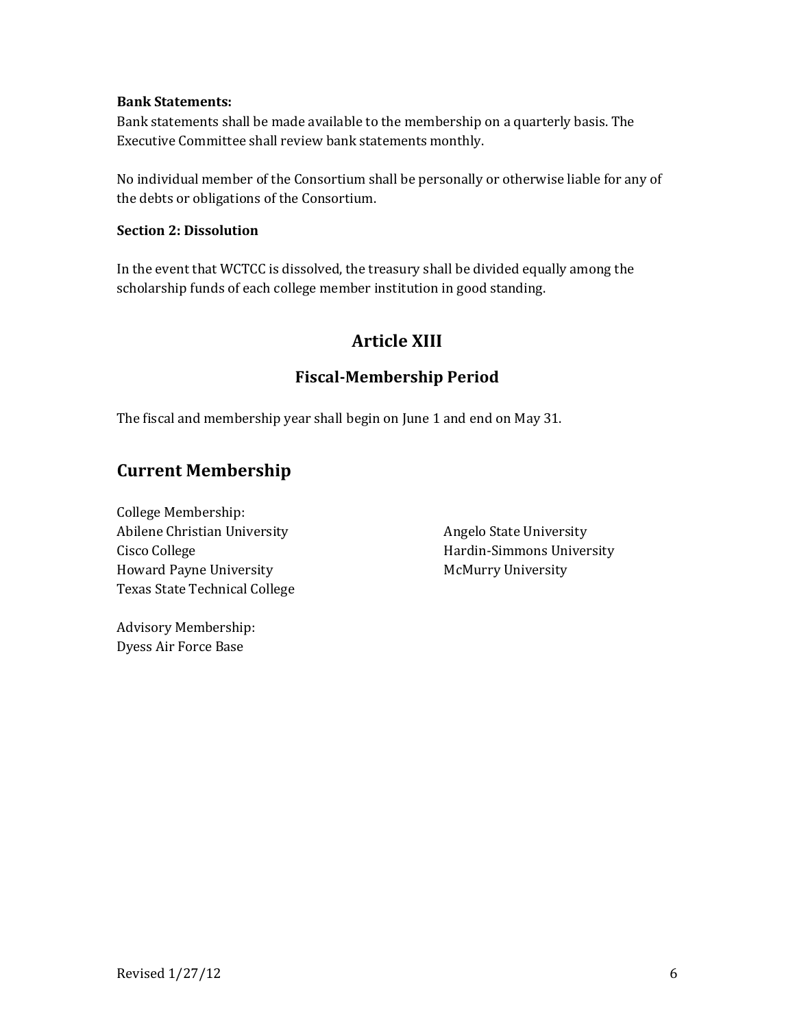**Bank Statements:**

Bank statements shall be made available to the membership on a quarterly basis. The Executive Committee shall review bank statements monthly.

No individual member of the Consortium shall be personally or otherwise liable for any of the debts or obligations of the Consortium.

**Section 2: Dissolution**

In the event that WCTCC is dissolved, the treasury shall be divided equally among the scholarship funds of each college member institution in good standing.

# Article XIII

## Fiscal-Membership Period

The fiscal and membership year shall begin on June 1 and end on May 31.

## Current Membership

College Membership:

Abilene Christian University
Cisco College
Howard Payne University
Texas State Technical College
Angelo State University
Hardin-Simmons University
McMurry University

Advisory Membership:

Dyess Air Force Base